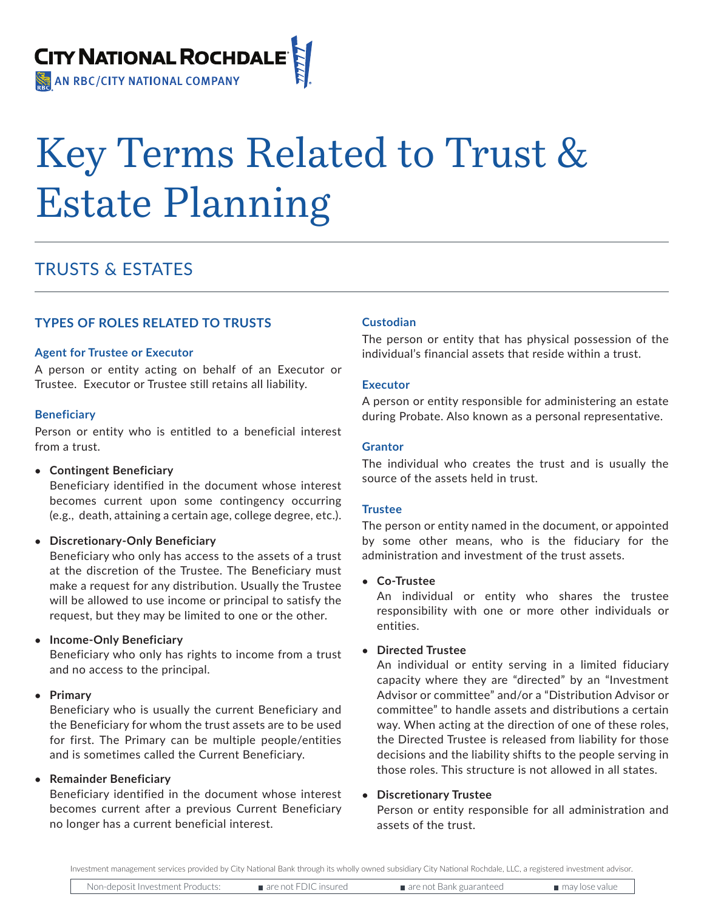CITY NATIONAL ROCHDALE
AN RBC/CITY NATIONAL COMPANY

# Key Terms Related to Trust & Estate Planning

## TRUSTS & ESTATES

### TYPES OF ROLES RELATED TO TRUSTS

#### Agent for Trustee or Executor

A person or entity acting on behalf of an Executor or Trustee. Executor or Trustee still retains all liability.

#### Beneficiary

Person or entity who is entitled to a beneficial interest from a trust.

- **Contingent Beneficiary**
  Beneficiary identified in the document whose interest becomes current upon some contingency occurring (e.g., death, attaining a certain age, college degree, etc.).
- **Discretionary-Only Beneficiary**
  Beneficiary who only has access to the assets of a trust at the discretion of the Trustee. The Beneficiary must make a request for any distribution. Usually the Trustee will be allowed to use income or principal to satisfy the request, but they may be limited to one or the other.
- **Income-Only Beneficiary**
  Beneficiary who only has rights to income from a trust and no access to the principal.
- **Primary**
  Beneficiary who is usually the current Beneficiary and the Beneficiary for whom the trust assets are to be used for first. The Primary can be multiple people/entities and is sometimes called the Current Beneficiary.
- **Remainder Beneficiary**
  Beneficiary identified in the document whose interest becomes current after a previous Current Beneficiary no longer has a current beneficial interest.

#### Custodian

The person or entity that has physical possession of the individual's financial assets that reside within a trust.

#### Executor

A person or entity responsible for administering an estate during Probate. Also known as a personal representative.

#### Grantor

The individual who creates the trust and is usually the source of the assets held in trust.

#### Trustee

The person or entity named in the document, or appointed by some other means, who is the fiduciary for the administration and investment of the trust assets.

- **Co-Trustee**
  An individual or entity who shares the trustee responsibility with one or more other individuals or entities.
- **Directed Trustee**
  An individual or entity serving in a limited fiduciary capacity where they are "directed" by an "Investment Advisor or committee" and/or a "Distribution Advisor or committee" to handle assets and distributions a certain way. When acting at the direction of one of these roles, the Directed Trustee is released from liability for those decisions and the liability shifts to the people serving in those roles. This structure is not allowed in all states.
- **Discretionary Trustee**
  Person or entity responsible for all administration and assets of the trust.

Investment management services provided by City National Bank through its wholly owned subsidiary City National Rochdale, LLC, a registered investment advisor.

| Non-deposit Investment Products: | are not FDIC insured | are not Bank guaranteed | may lose value |
|---|---|---|---|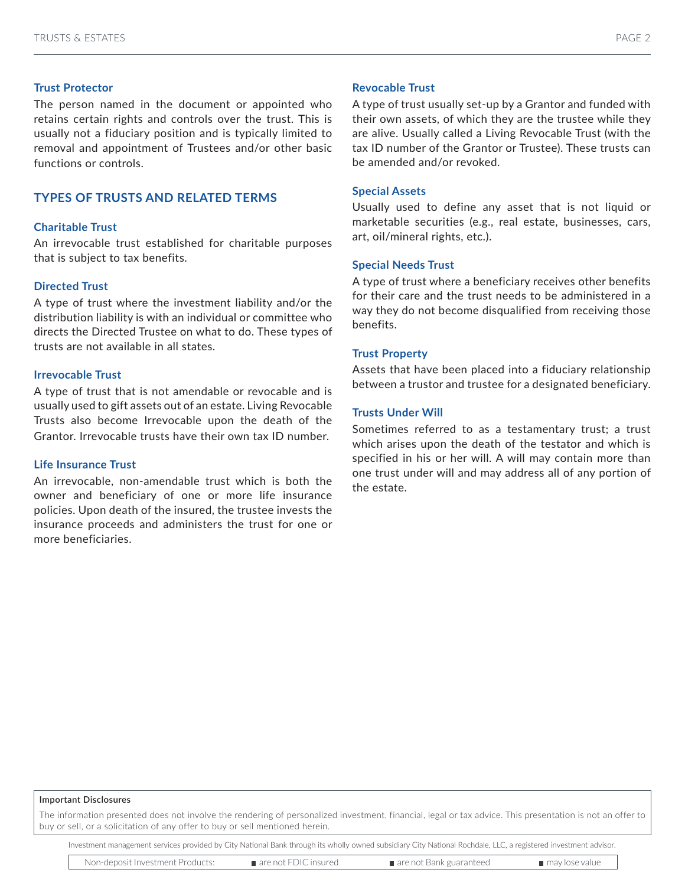### Trust Protector

The person named in the document or appointed who retains certain rights and controls over the trust. This is usually not a fiduciary position and is typically limited to removal and appointment of Trustees and/or other basic functions or controls.

## TYPES OF TRUSTS AND RELATED TERMS

### Charitable Trust

An irrevocable trust established for charitable purposes that is subject to tax benefits.

### Directed Trust

A type of trust where the investment liability and/or the distribution liability is with an individual or committee who directs the Directed Trustee on what to do. These types of trusts are not available in all states.

### Irrevocable Trust

A type of trust that is not amendable or revocable and is usually used to gift assets out of an estate. Living Revocable Trusts also become Irrevocable upon the death of the Grantor. Irrevocable trusts have their own tax ID number.

### Life Insurance Trust

An irrevocable, non-amendable trust which is both the owner and beneficiary of one or more life insurance policies. Upon death of the insured, the trustee invests the insurance proceeds and administers the trust for one or more beneficiaries.

### Revocable Trust

A type of trust usually set-up by a Grantor and funded with their own assets, of which they are the trustee while they are alive. Usually called a Living Revocable Trust (with the tax ID number of the Grantor or Trustee). These trusts can be amended and/or revoked.

### Special Assets

Usually used to define any asset that is not liquid or marketable securities (e.g., real estate, businesses, cars, art, oil/mineral rights, etc.).

### Special Needs Trust

A type of trust where a beneficiary receives other benefits for their care and the trust needs to be administered in a way they do not become disqualified from receiving those benefits.

### Trust Property

Assets that have been placed into a fiduciary relationship between a trustor and trustee for a designated beneficiary.

### Trusts Under Will

Sometimes referred to as a testamentary trust; a trust which arises upon the death of the testator and which is specified in his or her will. A will may contain more than one trust under will and may address all of any portion of the estate.

**Important Disclosures**

The information presented does not involve the rendering of personalized investment, financial, legal or tax advice. This presentation is not an offer to buy or sell, or a solicitation of any offer to buy or sell mentioned herein.

Investment management services provided by City National Bank through its wholly owned subsidiary City National Rochdale, LLC, a registered investment advisor.

Non-deposit Investment Products: ■ are not FDIC insured ■ are not Bank guaranteed ■ may lose value